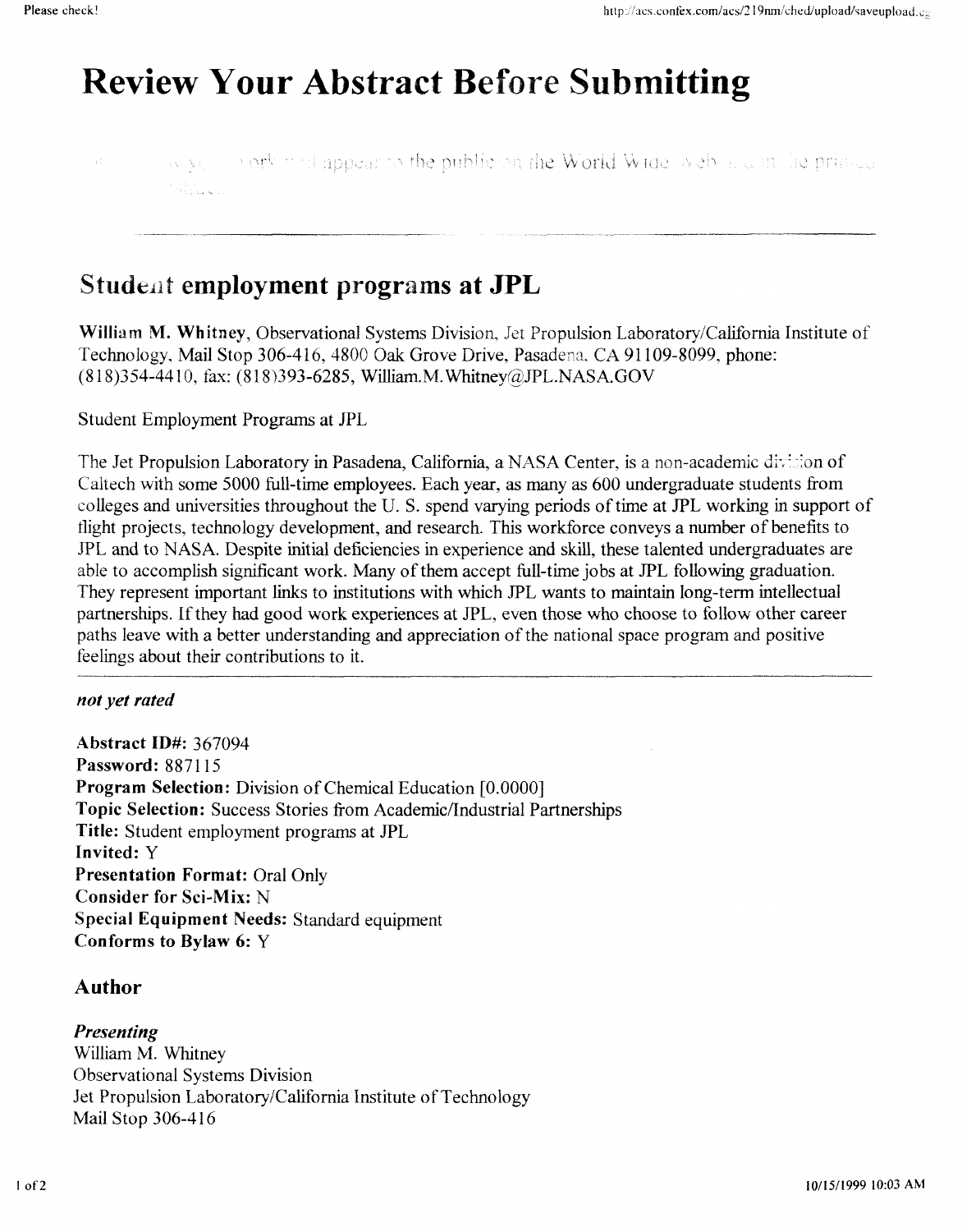# Review Your Abstract Before Submitting

... your work will appear to the public on the World Wide Web ... in the printed ...

---

## Student employment programs at JPL

**William M. Whitney**, Observational Systems Division, Jet Propulsion Laboratory/California Institute of Technology, Mail Stop 306-416, 4800 Oak Grove Drive, Pasadena, CA 91109-8099, phone: (818)354-4410, fax: (818)393-6285, William.M.Whitney@JPL.NASA.GOV

Student Employment Programs at JPL

The Jet Propulsion Laboratory in Pasadena, California, a NASA Center, is a non-academic division of Caltech with some 5000 full-time employees. Each year, as many as 600 undergraduate students from colleges and universities throughout the U. S. spend varying periods of time at JPL working in support of flight projects, technology development, and research. This workforce conveys a number of benefits to JPL and to NASA. Despite initial deficiencies in experience and skill, these talented undergraduates are able to accomplish significant work. Many of them accept full-time jobs at JPL following graduation. They represent important links to institutions with which JPL wants to maintain long-term intellectual partnerships. If they had good work experiences at JPL, even those who choose to follow other career paths leave with a better understanding and appreciation of the national space program and positive feelings about their contributions to it.

---

***not yet rated***

**Abstract ID#:** 367094
**Password:** 887115
**Program Selection:** Division of Chemical Education [0.0000]
**Topic Selection:** Success Stories from Academic/Industrial Partnerships
**Title:** Student employment programs at JPL
**Invited:** Y
**Presentation Format:** Oral Only
**Consider for Sci-Mix:** N
**Special Equipment Needs:** Standard equipment
**Conforms to Bylaw 6:** Y

### Author

***Presenting***
William M. Whitney
Observational Systems Division
Jet Propulsion Laboratory/California Institute of Technology
Mail Stop 306-416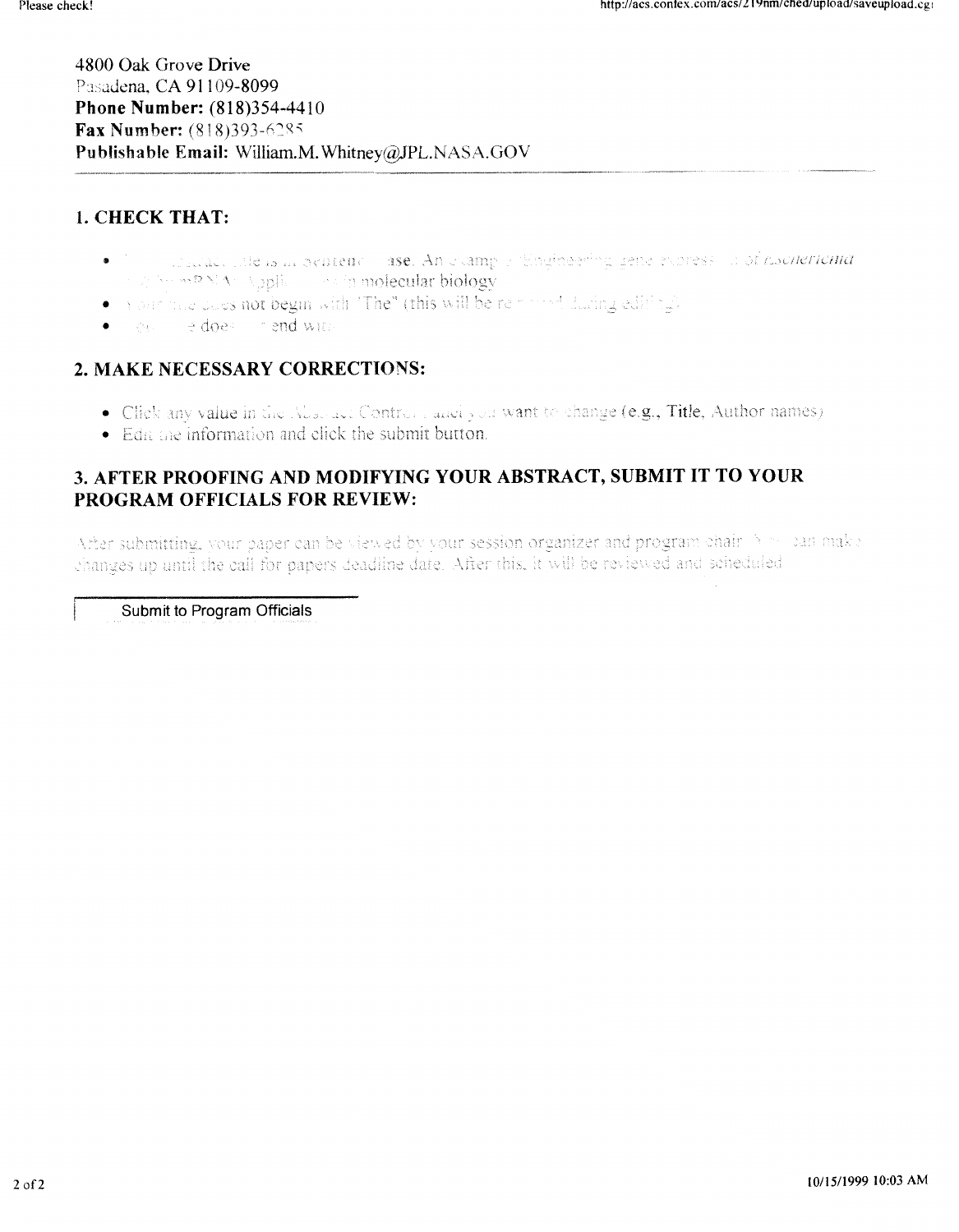4800 Oak Grove Drive
Pasadena, CA 91109-8099
**Phone Number:** (818)354-4410
**Fax Number:** (818)393-6285
**Publishable Email:** William.M.Whitney@JPL.NASA.GOV

## 1. CHECK THAT:

- Your abstract title is in sentence case. An example: Engineering gene expression of *Escherichia* ... mRNA: Applications in molecular biology
- Your title does not begin with "The" (this will be removed during editing)
- Your title does not end with ...

## 2. MAKE NECESSARY CORRECTIONS:

- Click any value in the Abstract Control Panel you want to change (e.g., Title, Author names)
- Edit the information and click the submit button.

## 3. AFTER PROOFING AND MODIFYING YOUR ABSTRACT, SUBMIT IT TO YOUR PROGRAM OFFICIALS FOR REVIEW:

After submitting, your paper can be viewed by your session organizer and program chair. You can make changes up until the call for papers deadline date. After this, it will be reviewed and scheduled.

Submit to Program Officials